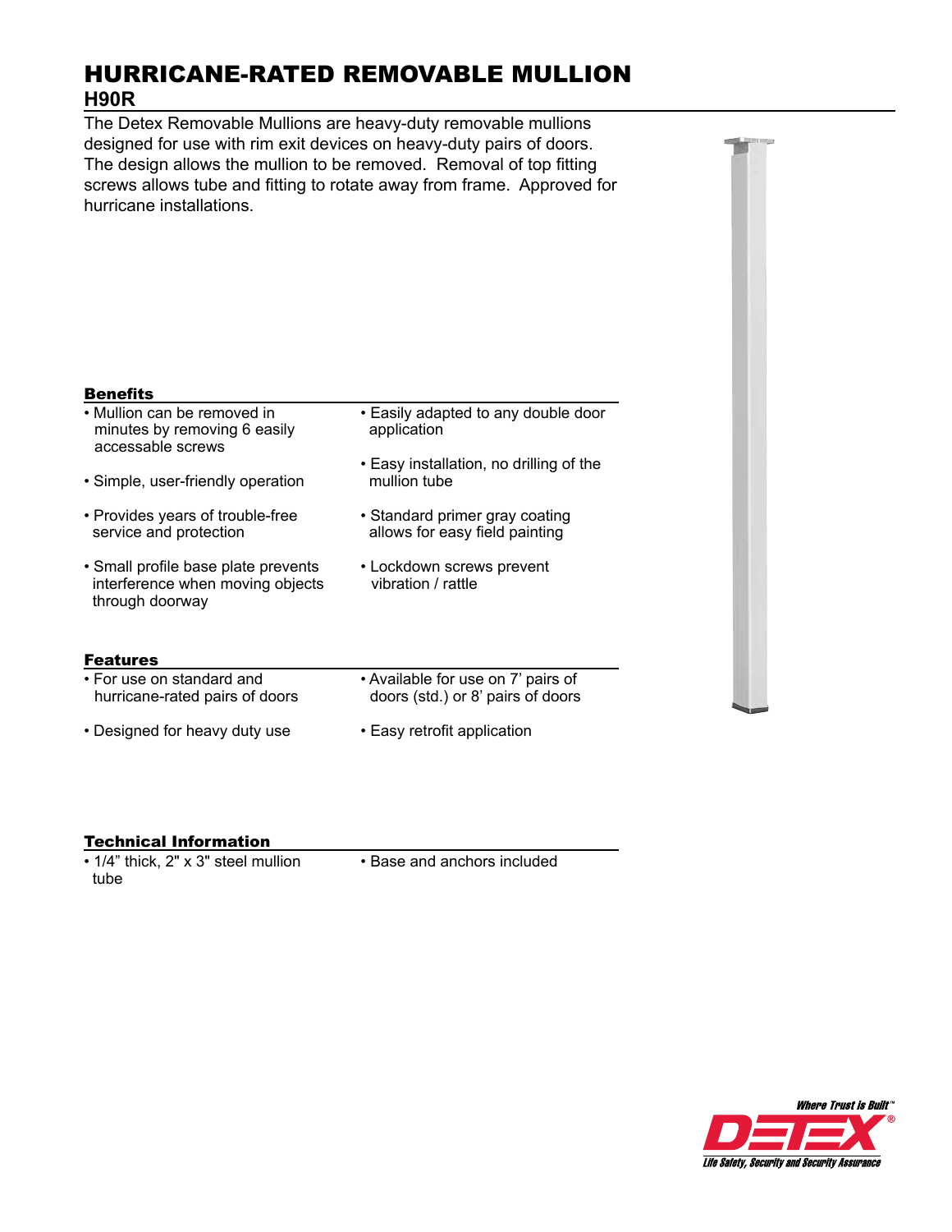# HURRICANE-RATED REMOVABLE MULLION

## H90R

The Detex Removable Mullions are heavy-duty removable mullions designed for use with rim exit devices on heavy-duty pairs of doors. The design allows the mullion to be removed. Removal of top fitting screws allows tube and fitting to rotate away from frame. Approved for hurricane installations.

### Benefits

- Mullion can be removed in minutes by removing 6 easily accessable screws
- Simple, user-friendly operation
- Provides years of trouble-free service and protection
- Small profile base plate prevents interference when moving objects through doorway
- Easily adapted to any double door application
- Easy installation, no drilling of the mullion tube
- Standard primer gray coating allows for easy field painting
- Lockdown screws prevent vibration / rattle

### Features

- For use on standard and hurricane-rated pairs of doors
- Designed for heavy duty use
- Available for use on 7' pairs of doors (std.) or 8' pairs of doors
- Easy retrofit application

### Technical Information

- 1/4" thick, 2" x 3" steel mullion tube
- Base and anchors included

Where Trust is Built™

DETEX®

Life Safety, Security and Security Assurance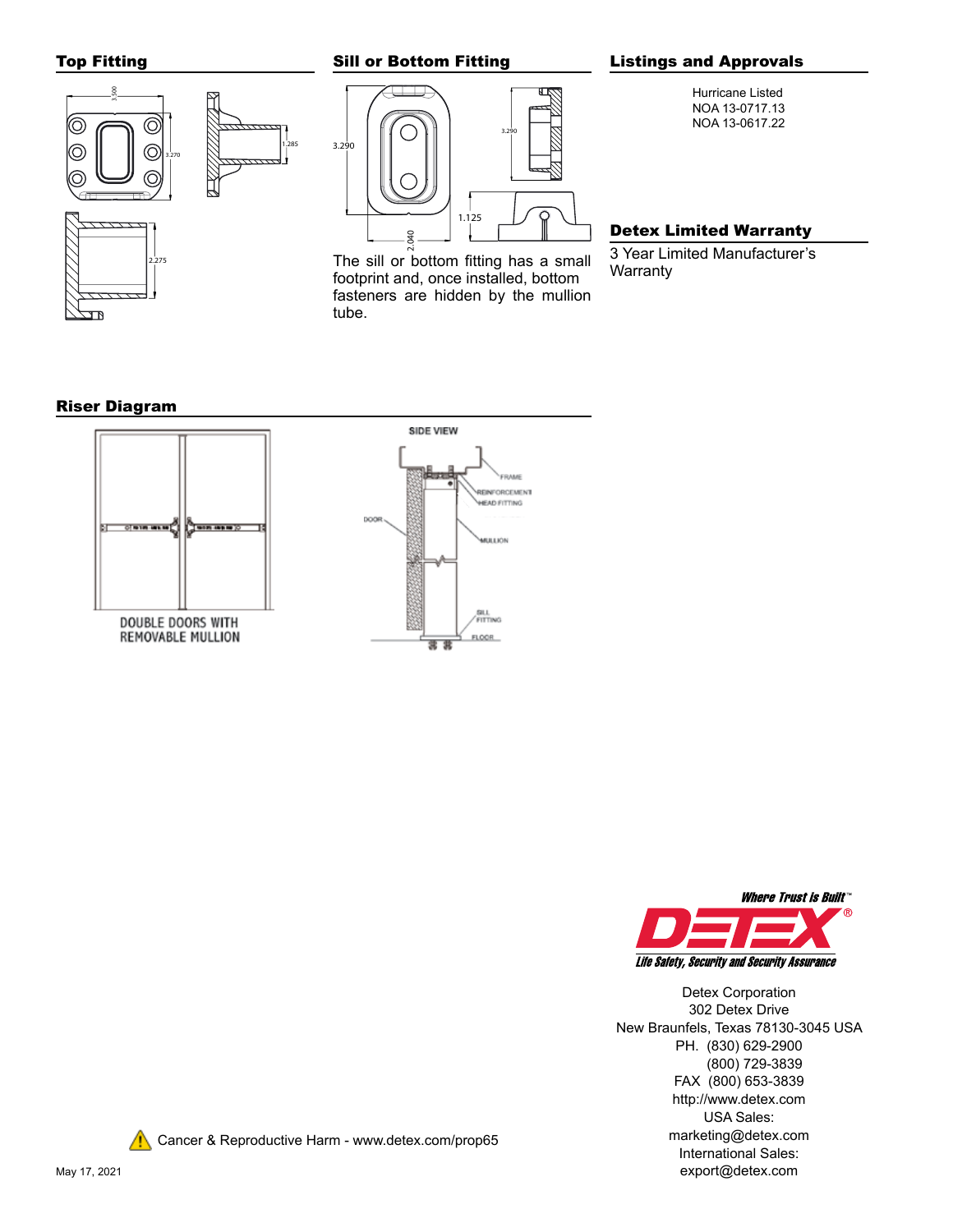## Top Fitting

3.500

3.270

1.285

2.275

## Sill or Bottom Fitting

3.290

3.290

1.125

2.040

The sill or bottom fitting has a small footprint and, once installed, bottom fasteners are hidden by the mullion tube.

## Listings and Approvals

Hurricane Listed
NOA 13-0717.13
NOA 13-0617.22

## Detex Limited Warranty

3 Year Limited Manufacturer's Warranty

## Riser Diagram

DOUBLE DOORS WITH REMOVABLE MULLION

SIDE VIEW

FRAME

REINFORCEMENT

HEAD FITTING

DOOR

MULLION

SILL FITTING

FLOOR

Where Trust is Built™

DETEX®

Life Safety, Security and Security Assurance

Detex Corporation
302 Detex Drive
New Braunfels, Texas 78130-3045 USA
PH. (830) 629-2900
(800) 729-3839
FAX (800) 653-3839
http://www.detex.com
USA Sales:
marketing@detex.com
International Sales:
export@detex.com

Cancer & Reproductive Harm - www.detex.com/prop65

May 17, 2021